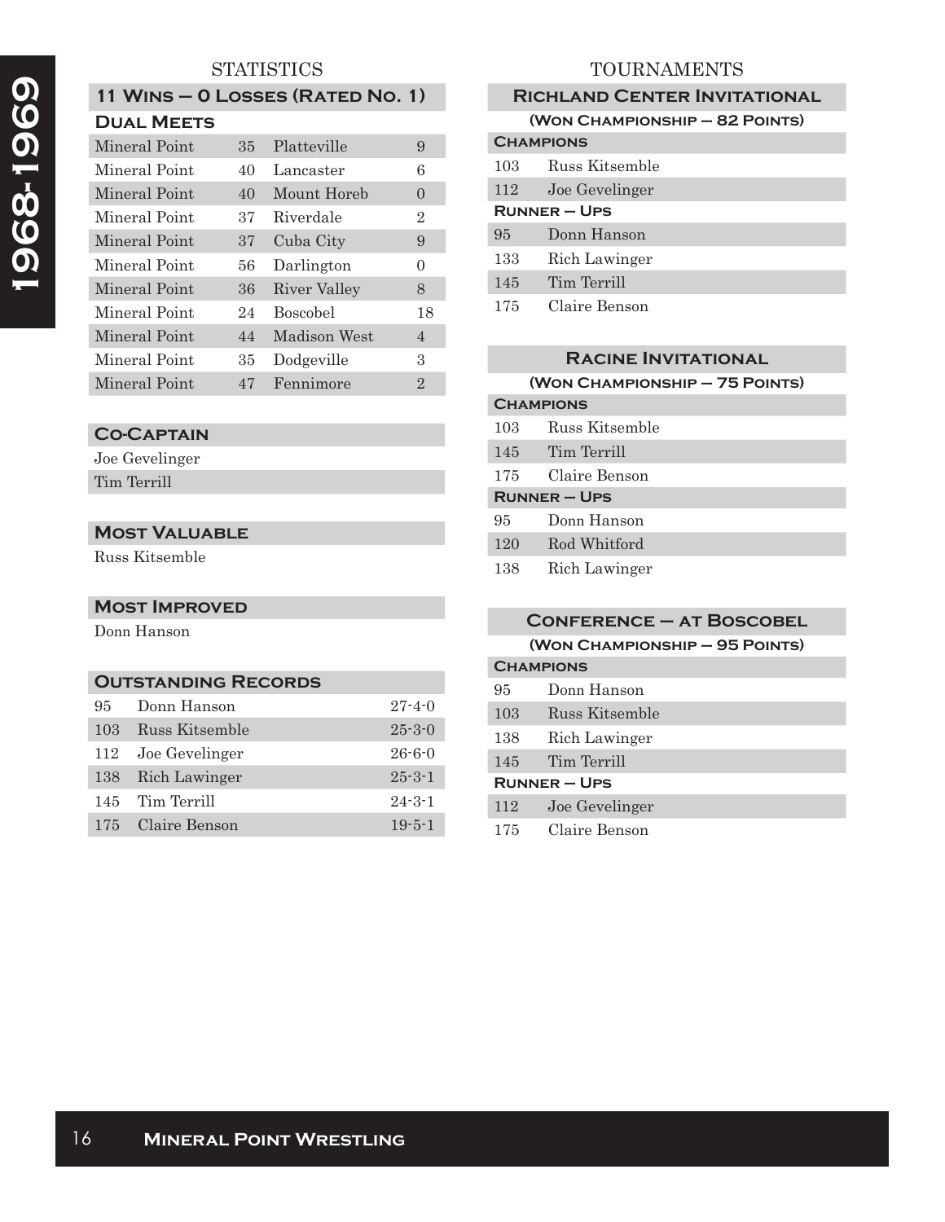# 1968-1969

## STATISTICS

### 11 Wins – 0 Losses (Rated No. 1)

#### Dual Meets

| | | | |
|---|---|---|---|
| Mineral Point | 35 | Platteville | 9 |
| Mineral Point | 40 | Lancaster | 6 |
| Mineral Point | 40 | Mount Horeb | 0 |
| Mineral Point | 37 | Riverdale | 2 |
| Mineral Point | 37 | Cuba City | 9 |
| Mineral Point | 56 | Darlington | 0 |
| Mineral Point | 36 | River Valley | 8 |
| Mineral Point | 24 | Boscobel | 18 |
| Mineral Point | 44 | Madison West | 4 |
| Mineral Point | 35 | Dodgeville | 3 |
| Mineral Point | 47 | Fennimore | 2 |

### Co-Captain

Joe Gevelinger
Tim Terrill

### Most Valuable

Russ Kitsemble

### Most Improved

Donn Hanson

### Outstanding Records

| | | |
|---|---|---|
| 95 | Donn Hanson | 27-4-0 |
| 103 | Russ Kitsemble | 25-3-0 |
| 112 | Joe Gevelinger | 26-6-0 |
| 138 | Rich Lawinger | 25-3-1 |
| 145 | Tim Terrill | 24-3-1 |
| 175 | Claire Benson | 19-5-1 |

## TOURNAMENTS

### Richland Center Invitational

**(Won Championship – 82 Points)**

**Champions**

| | |
|---|---|
| 103 | Russ Kitsemble |
| 112 | Joe Gevelinger |

**Runner – Ups**

| | |
|---|---|
| 95 | Donn Hanson |
| 133 | Rich Lawinger |
| 145 | Tim Terrill |
| 175 | Claire Benson |

### Racine Invitational

**(Won Championship – 75 Points)**

**Champions**

| | |
|---|---|
| 103 | Russ Kitsemble |
| 145 | Tim Terrill |
| 175 | Claire Benson |

**Runner – Ups**

| | |
|---|---|
| 95 | Donn Hanson |
| 120 | Rod Whitford |
| 138 | Rich Lawinger |

### Conference – at Boscobel

**(Won Championship – 95 Points)**

**Champions**

| | |
|---|---|
| 95 | Donn Hanson |
| 103 | Russ Kitsemble |
| 138 | Rich Lawinger |
| 145 | Tim Terrill |

**Runner – Ups**

| | |
|---|---|
| 112 | Joe Gevelinger |
| 175 | Claire Benson |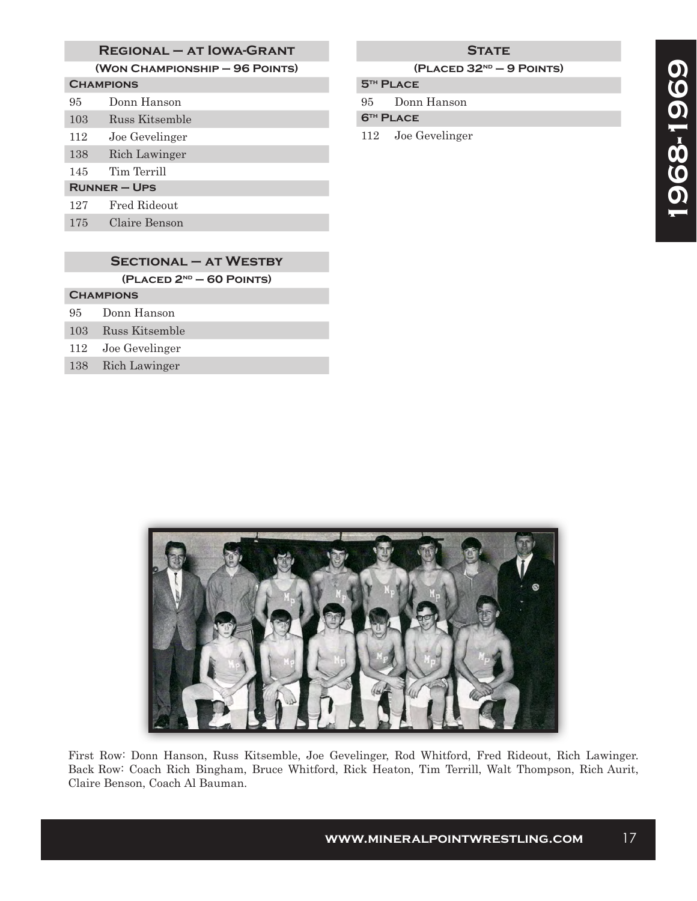## Regional – at Iowa-Grant

**(Won Championship – 96 Points)**

| | |
|---|---|
| **Champions** | |
| 95 | Donn Hanson |
| 103 | Russ Kitsemble |
| 112 | Joe Gevelinger |
| 138 | Rich Lawinger |
| 145 | Tim Terrill |
| **Runner – Ups** | |
| 127 | Fred Rideout |
| 175 | Claire Benson |

## Sectional – at Westby

**(Placed 2nd – 60 Points)**

| | |
|---|---|
| **Champions** | |
| 95 | Donn Hanson |
| 103 | Russ Kitsemble |
| 112 | Joe Gevelinger |
| 138 | Rich Lawinger |

## State

**(Placed 32nd – 9 Points)**

| | |
|---|---|
| **5th Place** | |
| 95 | Donn Hanson |
| **6th Place** | |
| 112 | Joe Gevelinger |

First Row: Donn Hanson, Russ Kitsemble, Joe Gevelinger, Rod Whitford, Fred Rideout, Rich Lawinger. Back Row: Coach Rich Bingham, Bruce Whitford, Rick Heaton, Tim Terrill, Walt Thompson, Rich Aurit, Claire Benson, Coach Al Bauman.